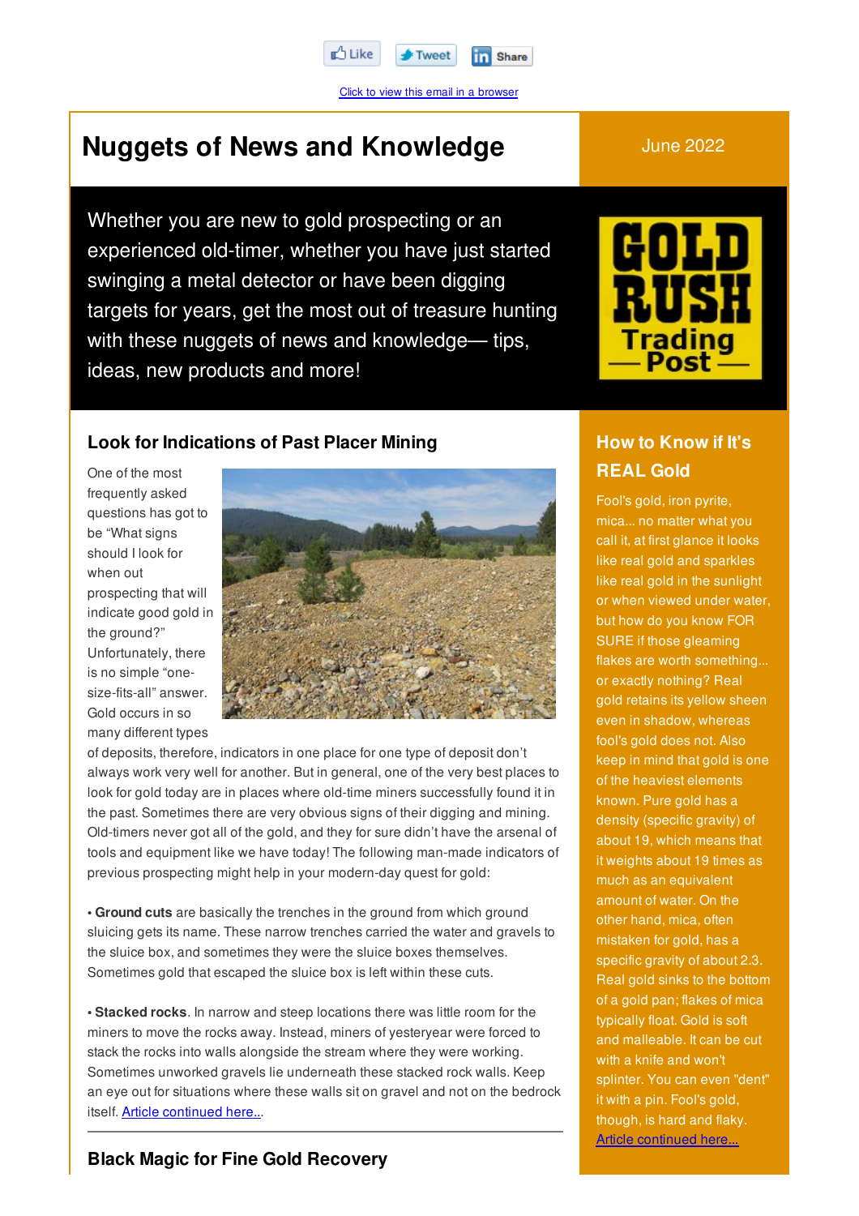Like · Tweet · Share

Click to view this email in a browser

# Nuggets of News and Knowledge

June 2022

Whether you are new to gold prospecting or an experienced old-timer, whether you have just started swinging a metal detector or have been digging targets for years, get the most out of treasure hunting with these nuggets of news and knowledge— tips, ideas, new products and more!

GOLD RUSH Trading Post

## Look for Indications of Past Placer Mining

One of the most frequently asked questions has got to be "What signs should I look for when out prospecting that will indicate good gold in the ground?" Unfortunately, there is no simple "one-size-fits-all" answer. Gold occurs in so many different types of deposits, therefore, indicators in one place for one type of deposit don't always work very well for another. But in general, one of the very best places to look for gold today are in places where old-time miners successfully found it in the past. Sometimes there are very obvious signs of their digging and mining. Old-timers never got all of the gold, and they for sure didn't have the arsenal of tools and equipment like we have today! The following man-made indicators of previous prospecting might help in your modern-day quest for gold:

• **Ground cuts** are basically the trenches in the ground from which ground sluicing gets its name. These narrow trenches carried the water and gravels to the sluice box, and sometimes they were the sluice boxes themselves. Sometimes gold that escaped the sluice box is left within these cuts.

• **Stacked rocks**. In narrow and steep locations there was little room for the miners to move the rocks away. Instead, miners of yesteryear were forced to stack the rocks into walls alongside the stream where they were working. Sometimes unworked gravels lie underneath these stacked rock walls. Keep an eye out for situations where these walls sit on gravel and not on the bedrock itself. Article continued here...

## How to Know if It's REAL Gold

Fool's gold, iron pyrite, mica... no matter what you call it, at first glance it looks like real gold and sparkles like real gold in the sunlight or when viewed under water, but how do you know FOR SURE if those gleaming flakes are worth something... or exactly nothing? Real gold retains its yellow sheen even in shadow, whereas fool's gold does not. Also keep in mind that gold is one of the heaviest elements known. Pure gold has a density (specific gravity) of about 19, which means that it weights about 19 times as much as an equivalent amount of water. On the other hand, mica, often mistaken for gold, has a specific gravity of about 2.3. Real gold sinks to the bottom of a gold pan; flakes of mica typically float. Gold is soft and malleable. It can be cut with a knife and won't splinter. You can even "dent" it with a pin. Fool's gold, though, is hard and flaky. Article continued here...

## Black Magic for Fine Gold Recovery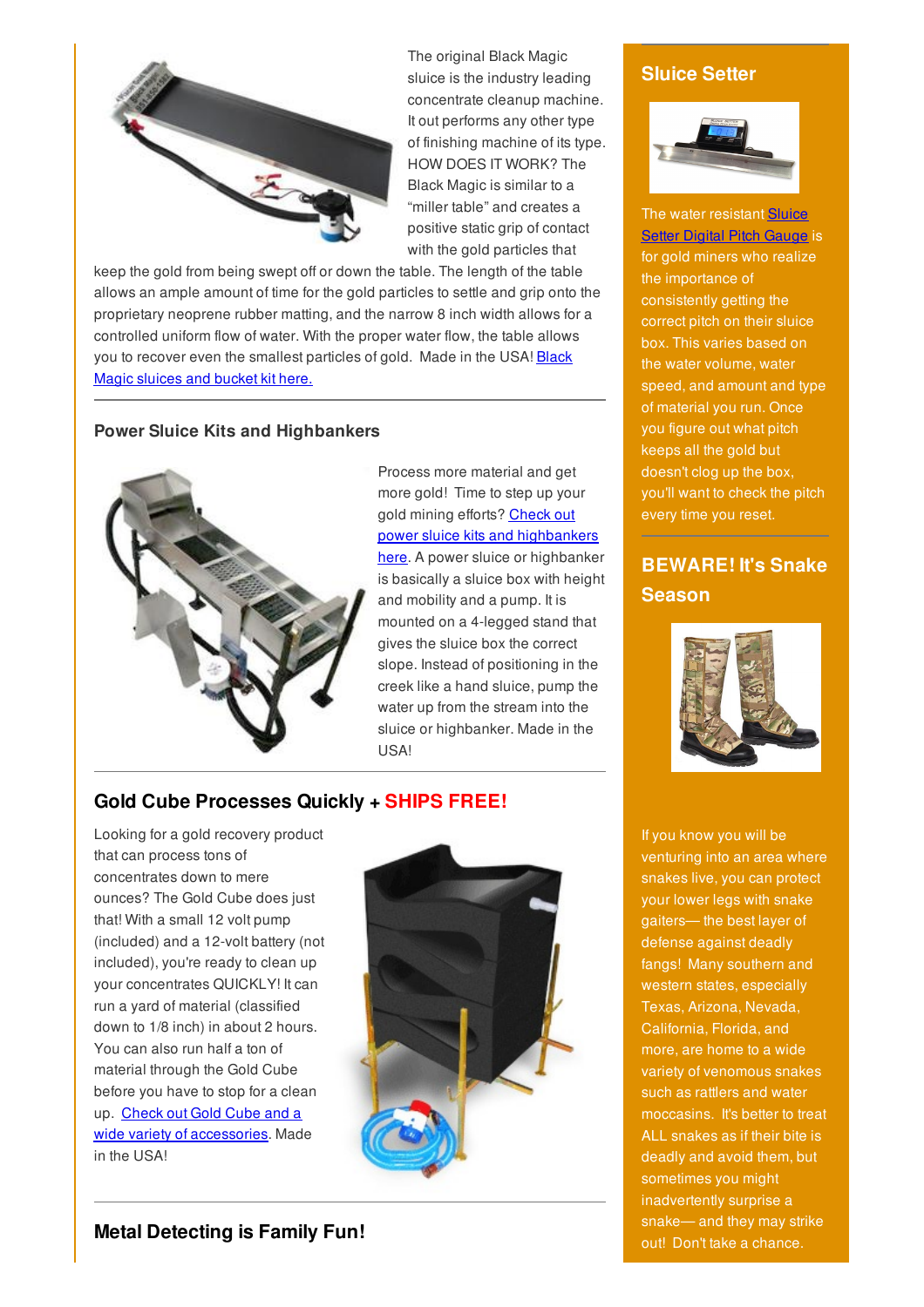The original Black Magic sluice is the industry leading concentrate cleanup machine. It out performs any other type of finishing machine of its type. HOW DOES IT WORK? The Black Magic is similar to a "miller table" and creates a positive static grip of contact with the gold particles that keep the gold from being swept off or down the table. The length of the table allows an ample amount of time for the gold particles to settle and grip onto the proprietary neoprene rubber matting, and the narrow 8 inch width allows for a controlled uniform flow of water. With the proper water flow, the table allows you to recover even the smallest particles of gold. Made in the USA! Black Magic sluices and bucket kit here.

### Power Sluice Kits and Highbankers

Process more material and get more gold! Time to step up your gold mining efforts? Check out power sluice kits and highbankers here. A power sluice or highbanker is basically a sluice box with height and mobility and a pump. It is mounted on a 4-legged stand that gives the sluice box the correct slope. Instead of positioning in the creek like a hand sluice, pump the water up from the stream into the sluice or highbanker. Made in the USA!

### Gold Cube Processes Quickly + SHIPS FREE!

Looking for a gold recovery product that can process tons of concentrates down to mere ounces? The Gold Cube does just that! With a small 12 volt pump (included) and a 12-volt battery (not included), you're ready to clean up your concentrates QUICKLY! It can run a yard of material (classified down to 1/8 inch) in about 2 hours. You can also run half a ton of material through the Gold Cube before you have to stop for a clean up. Check out Gold Cube and a wide variety of accessories. Made in the USA!

### Metal Detecting is Family Fun!

## Sluice Setter

The water resistant Sluice Setter Digital Pitch Gauge is for gold miners who realize the importance of consistently getting the correct pitch on their sluice box. This varies based on the water volume, water speed, and amount and type of material you run. Once you figure out what pitch keeps all the gold but doesn't clog up the box, you'll want to check the pitch every time you reset.

## BEWARE! It's Snake Season

If you know you will be venturing into an area where snakes live, you can protect your lower legs with snake gaiters— the best layer of defense against deadly fangs! Many southern and western states, especially Texas, Arizona, Nevada, California, Florida, and more, are home to a wide variety of venomous snakes such as rattlers and water moccasins. It's better to treat ALL snakes as if their bite is deadly and avoid them, but sometimes you might inadvertently surprise a snake— and they may strike out! Don't take a chance.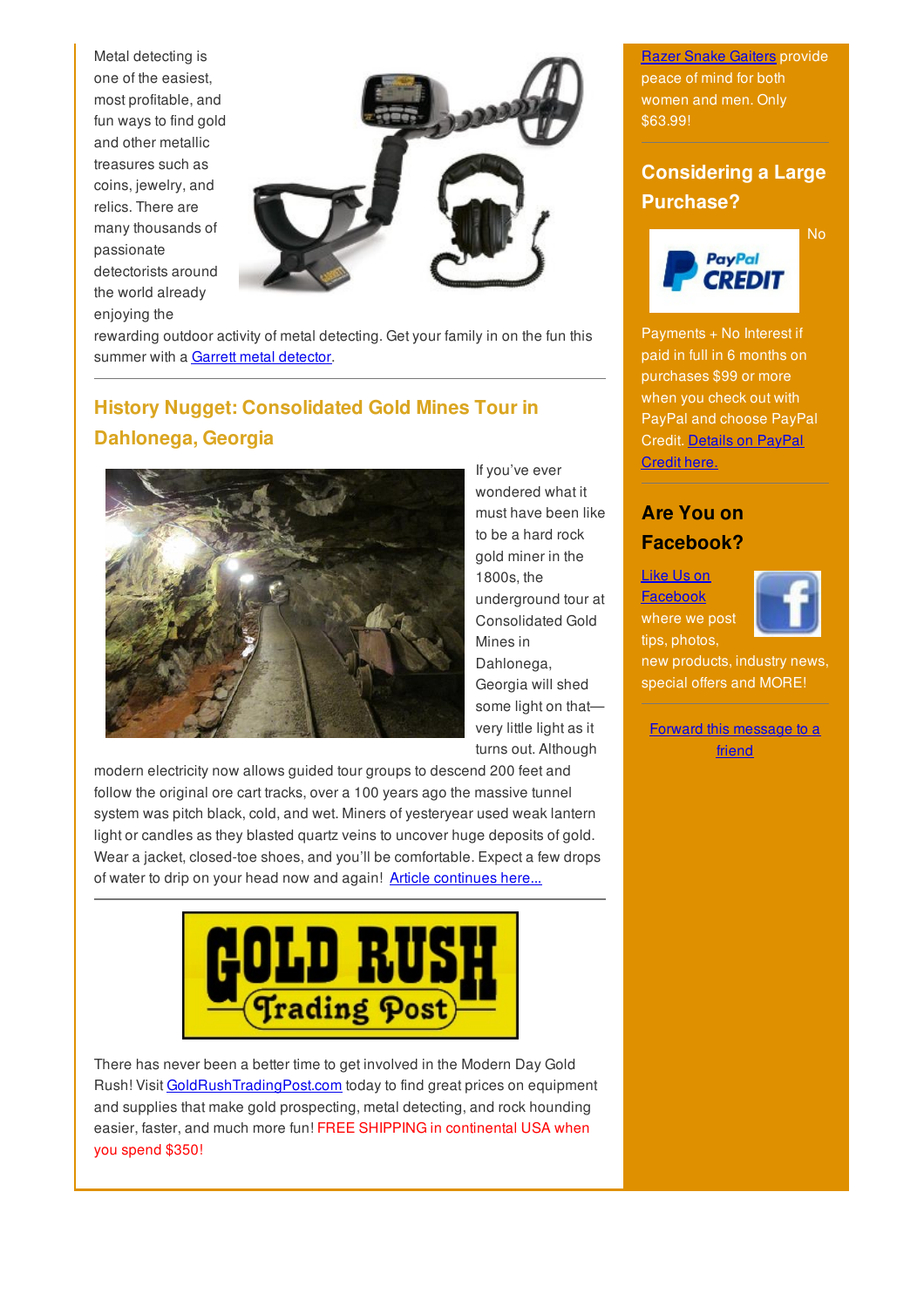Metal detecting is one of the easiest, most profitable, and fun ways to find gold and other metallic treasures such as coins, jewelry, and relics. There are many thousands of passionate detectorists around the world already enjoying the rewarding outdoor activity of metal detecting. Get your family in on the fun this summer with a Garrett metal detector.

## History Nugget: Consolidated Gold Mines Tour in Dahlonega, Georgia

If you've ever wondered what it must have been like to be a hard rock gold miner in the 1800s, the underground tour at Consolidated Gold Mines in Dahlonega, Georgia will shed some light on that—very little light as it turns out. Although modern electricity now allows guided tour groups to descend 200 feet and follow the original ore cart tracks, over a 100 years ago the massive tunnel system was pitch black, cold, and wet. Miners of yesteryear used weak lantern light or candles as they blasted quartz veins to uncover huge deposits of gold. Wear a jacket, closed-toe shoes, and you'll be comfortable. Expect a few drops of water to drip on your head now and again! Article continues here...

GOLD RUSH Trading Post

There has never been a better time to get involved in the Modern Day Gold Rush! Visit GoldRushTradingPost.com today to find great prices on equipment and supplies that make gold prospecting, metal detecting, and rock hounding easier, faster, and much more fun! FREE SHIPPING in continental USA when you spend $350!

Razer Snake Gaiters provide peace of mind for both women and men. Only $63.99!

## Considering a Large Purchase?

PayPal CREDIT

No Payments + No Interest if paid in full in 6 months on purchases $99 or more when you check out with PayPal and choose PayPal Credit. Details on PayPal Credit here.

## Are You on Facebook?

Like Us on Facebook where we post tips, photos, new products, industry news, special offers and MORE!

Forward this message to a friend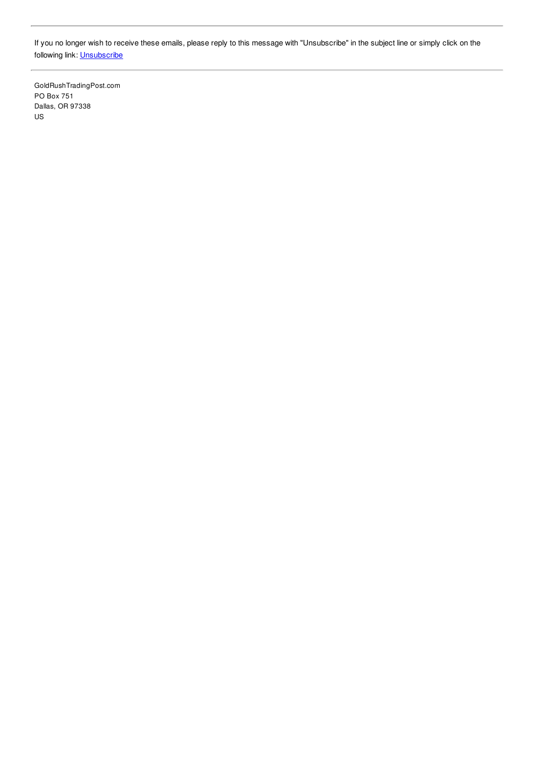---

If you no longer wish to receive these emails, please reply to this message with "Unsubscribe" in the subject line or simply click on the following link: [Unsubscribe]

---

GoldRushTradingPost.com
PO Box 751
Dallas, OR 97338
US